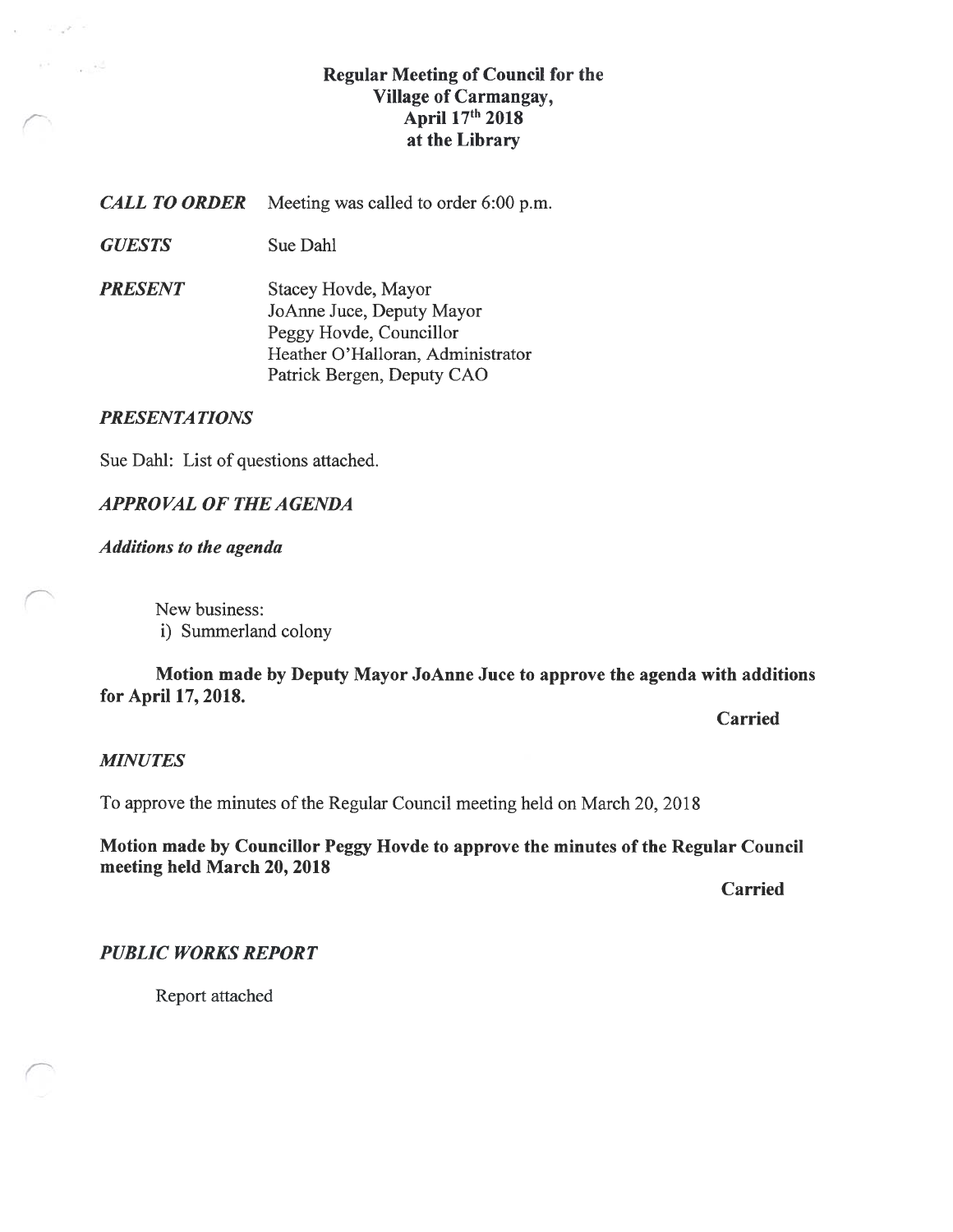# Regular Meeting of Council for the Village of Carmangay, April 17th 2018 at the Library

***CALL TO ORDER*** Meeting was called to order 6:00 p.m.

***GUESTS*** Sue Dahl

***PRESENT*** Stacey Hovde, Mayor
JoAnne Juce, Deputy Mayor
Peggy Hovde, Councillor
Heather O'Halloran, Administrator
Patrick Bergen, Deputy CAO

***PRESENTATIONS***

Sue Dahl: List of questions attached.

***APPROVAL OF THE AGENDA***

***Additions to the agenda***

New business:
i) Summerland colony

**Motion made by Deputy Mayor JoAnne Juce to approve the agenda with additions for April 17, 2018.**

**Carried**

***MINUTES***

To approve the minutes of the Regular Council meeting held on March 20, 2018

**Motion made by Councillor Peggy Hovde to approve the minutes of the Regular Council meeting held March 20, 2018**

**Carried**

***PUBLIC WORKS REPORT***

Report attached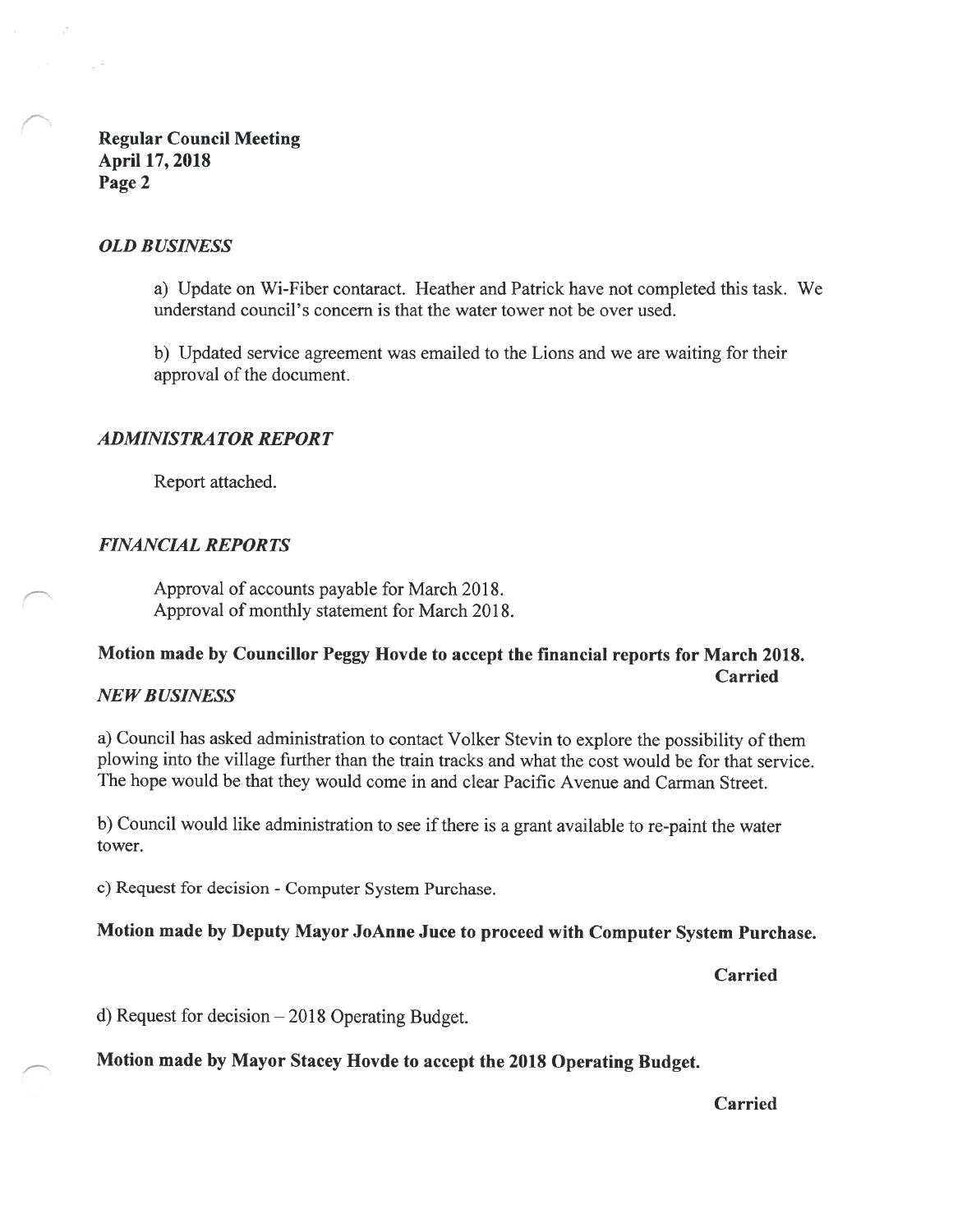### *OLD BUSINESS*

a) Update on Wi-Fiber contaract. Heather and Patrick have not completed this task. We understand council's concern is that the water tower not be over used.

b) Updated service agreement was emailed to the Lions and we are waiting for their approval of the document.

### *ADMINISTRATOR REPORT*

Report attached.

### *FINANCIAL REPORTS*

Approval of accounts payable for March 2018.
Approval of monthly statement for March 2018.

**Motion made by Councillor Peggy Hovde to accept the financial reports for March 2018.**

**Carried**

### *NEW BUSINESS*

a) Council has asked administration to contact Volker Stevin to explore the possibility of them plowing into the village further than the train tracks and what the cost would be for that service. The hope would be that they would come in and clear Pacific Avenue and Carman Street.

b) Council would like administration to see if there is a grant available to re-paint the water tower.

c) Request for decision - Computer System Purchase.

**Motion made by Deputy Mayor JoAnne Juce to proceed with Computer System Purchase.**

**Carried**

d) Request for decision – 2018 Operating Budget.

**Motion made by Mayor Stacey Hovde to accept the 2018 Operating Budget.**

**Carried**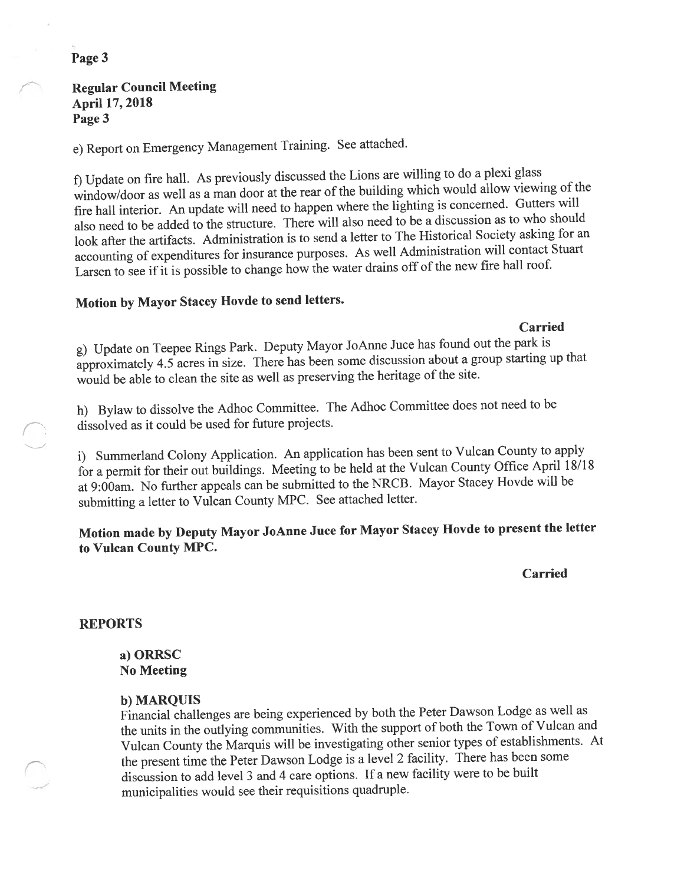**Regular Council Meeting**
**April 17, 2018**

e) Report on Emergency Management Training. See attached.

f) Update on fire hall. As previously discussed the Lions are willing to do a plexi glass window/door as well as a man door at the rear of the building which would allow viewing of the fire hall interior. An update will need to happen where the lighting is concerned. Gutters will also need to be added to the structure. There will also need to be a discussion as to who should look after the artifacts. Administration is to send a letter to The Historical Society asking for an accounting of expenditures for insurance purposes. As well Administration will contact Stuart Larsen to see if it is possible to change how the water drains off of the new fire hall roof.

**Motion by Mayor Stacey Hovde to send letters.**

**Carried**

g) Update on Teepee Rings Park. Deputy Mayor JoAnne Juce has found out the park is approximately 4.5 acres in size. There has been some discussion about a group starting up that would be able to clean the site as well as preserving the heritage of the site.

h) Bylaw to dissolve the Adhoc Committee. The Adhoc Committee does not need to be dissolved as it could be used for future projects.

i) Summerland Colony Application. An application has been sent to Vulcan County to apply for a permit for their out buildings. Meeting to be held at the Vulcan County Office April 18/18 at 9:00am. No further appeals can be submitted to the NRCB. Mayor Stacey Hovde will be submitting a letter to Vulcan County MPC. See attached letter.

**Motion made by Deputy Mayor JoAnne Juce for Mayor Stacey Hovde to present the letter to Vulcan County MPC.**

**Carried**

## REPORTS

**a) ORRSC**
**No Meeting**

**b) MARQUIS**
Financial challenges are being experienced by both the Peter Dawson Lodge as well as the units in the outlying communities. With the support of both the Town of Vulcan and Vulcan County the Marquis will be investigating other senior types of establishments. At the present time the Peter Dawson Lodge is a level 2 facility. There has been some discussion to add level 3 and 4 care options. If a new facility were to be built municipalities would see their requisitions quadruple.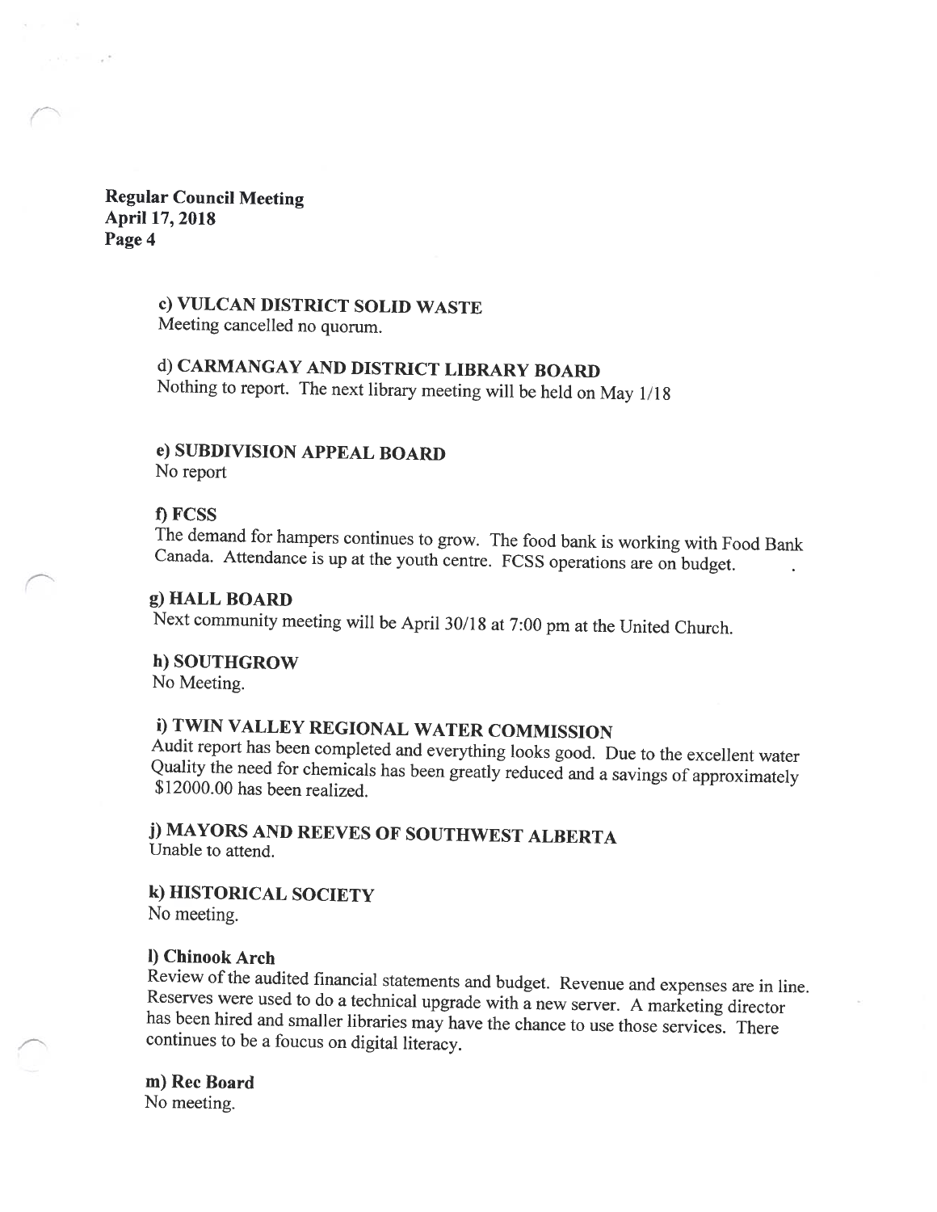**Regular Council Meeting**
**April 17, 2018**
**Page 4**

**c) VULCAN DISTRICT SOLID WASTE**
Meeting cancelled no quorum.

**d) CARMANGAY AND DISTRICT LIBRARY BOARD**
Nothing to report. The next library meeting will be held on May 1/18

**e) SUBDIVISION APPEAL BOARD**
No report

**f) FCSS**
The demand for hampers continues to grow. The food bank is working with Food Bank Canada. Attendance is up at the youth centre. FCSS operations are on budget.

**g) HALL BOARD**
Next community meeting will be April 30/18 at 7:00 pm at the United Church.

**h) SOUTHGROW**
No Meeting.

**i) TWIN VALLEY REGIONAL WATER COMMISSION**
Audit report has been completed and everything looks good. Due to the excellent water Quality the need for chemicals has been greatly reduced and a savings of approximately $12000.00 has been realized.

**j) MAYORS AND REEVES OF SOUTHWEST ALBERTA**
Unable to attend.

**k) HISTORICAL SOCIETY**
No meeting.

**l) Chinook Arch**
Review of the audited financial statements and budget. Revenue and expenses are in line. Reserves were used to do a technical upgrade with a new server. A marketing director has been hired and smaller libraries may have the chance to use those services. There continues to be a foucus on digital literacy.

**m) Rec Board**
No meeting.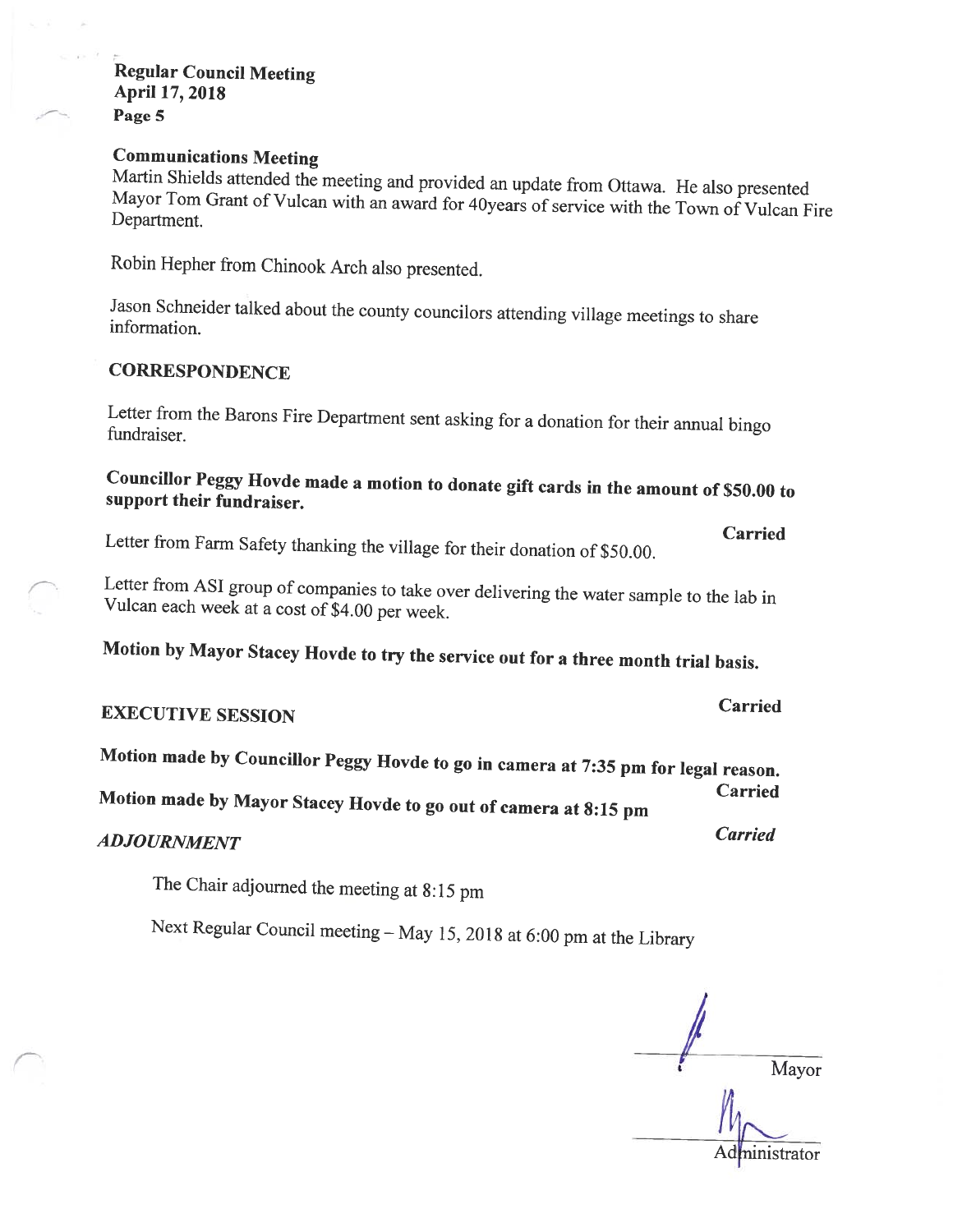### Communications Meeting

Martin Shields attended the meeting and provided an update from Ottawa. He also presented Mayor Tom Grant of Vulcan with an award for 40years of service with the Town of Vulcan Fire Department.

Robin Hepher from Chinook Arch also presented.

Jason Schneider talked about the county councilors attending village meetings to share information.

## CORRESPONDENCE

Letter from the Barons Fire Department sent asking for a donation for their annual bingo fundraiser.

**Councillor Peggy Hovde made a motion to donate gift cards in the amount of $50.00 to support their fundraiser.**

**Carried**

Letter from Farm Safety thanking the village for their donation of $50.00.

Letter from ASI group of companies to take over delivering the water sample to the lab in Vulcan each week at a cost of $4.00 per week.

**Motion by Mayor Stacey Hovde to try the service out for a three month trial basis.**

**Carried**

## EXECUTIVE SESSION

**Motion made by Councillor Peggy Hovde to go in camera at 7:35 pm for legal reason.**

**Carried**

**Motion made by Mayor Stacey Hovde to go out of camera at 8:15 pm**

***Carried***

## *ADJOURNMENT*

The Chair adjourned the meeting at 8:15 pm

Next Regular Council meeting – May 15, 2018 at 6:00 pm at the Library

Mayor

Administrator